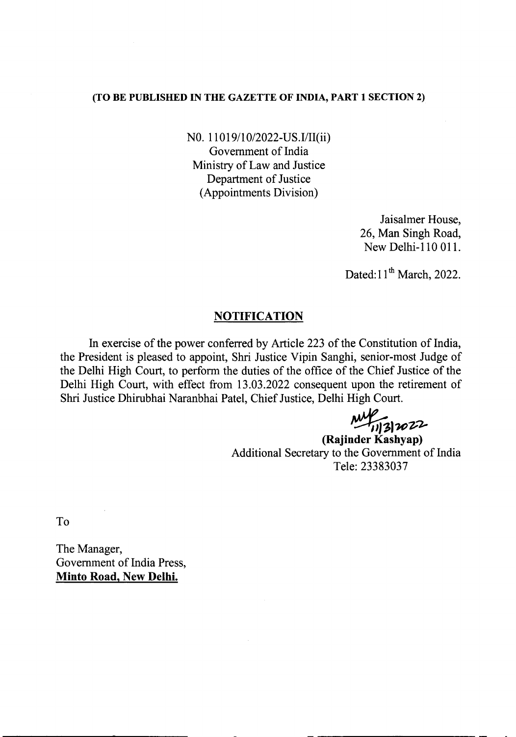**(TO BE PUBLISHED IN THE GAZETTE OF INDIA, PART 1 SECTION 2)**

N0. 11019/10/2022-US.I/II(ii)
Government of India
Ministry of Law and Justice
Department of Justice
(Appointments Division)

Jaisalmer House,
26, Man Singh Road,
New Delhi-110 011.

Dated: 11th March, 2022.

## NOTIFICATION

In exercise of the power conferred by Article 223 of the Constitution of India, the President is pleased to appoint, Shri Justice Vipin Sanghi, senior-most Judge of the Delhi High Court, to perform the duties of the office of the Chief Justice of the Delhi High Court, with effect from 13.03.2022 consequent upon the retirement of Shri Justice Dhirubhai Naranbhai Patel, Chief Justice, Delhi High Court.

11/3/2022
**(Rajinder Kashyap)**
Additional Secretary to the Government of India
Tele: 23383037

To

The Manager,
Government of India Press,
**Minto Road, New Delhi.**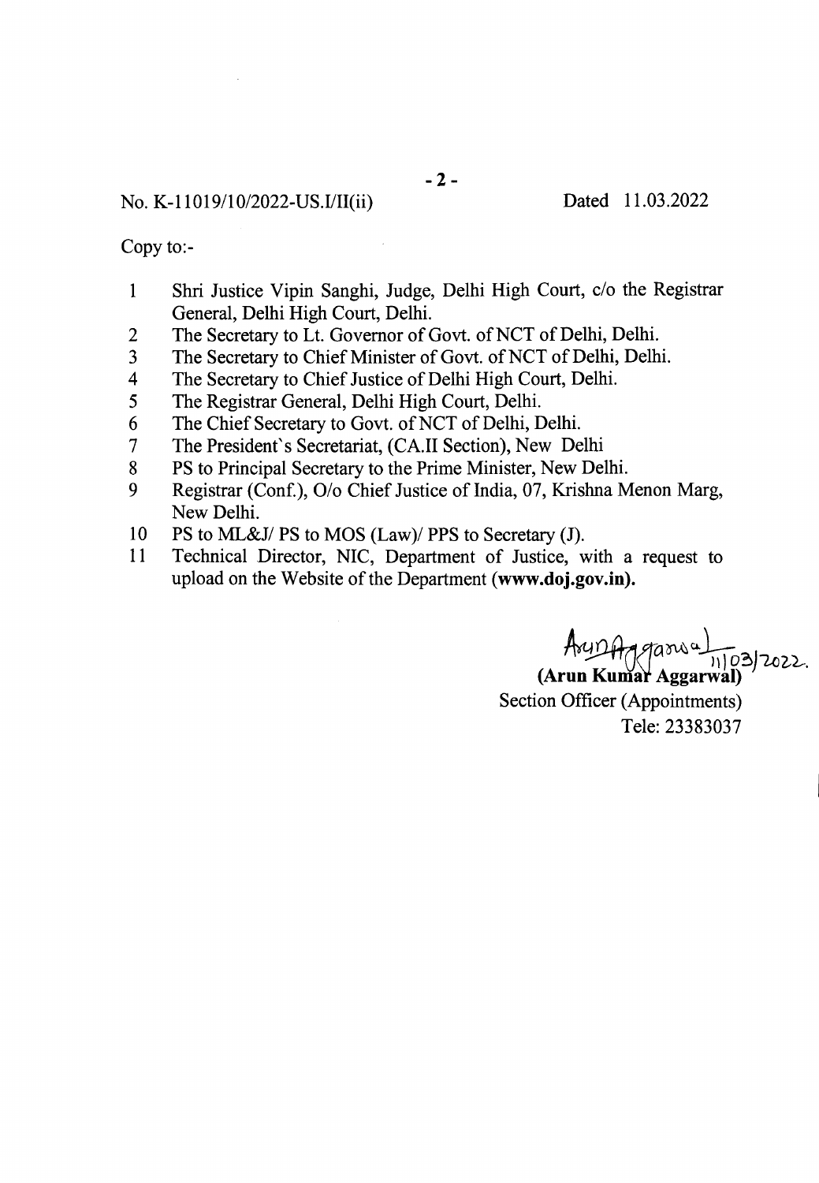No. K-11019/10/2022-US.I/II(ii) Dated 11.03.2022

Copy to:-

1. Shri Justice Vipin Sanghi, Judge, Delhi High Court, c/o the Registrar General, Delhi High Court, Delhi.
2. The Secretary to Lt. Governor of Govt. of NCT of Delhi, Delhi.
3. The Secretary to Chief Minister of Govt. of NCT of Delhi, Delhi.
4. The Secretary to Chief Justice of Delhi High Court, Delhi.
5. The Registrar General, Delhi High Court, Delhi.
6. The Chief Secretary to Govt. of NCT of Delhi, Delhi.
7. The President`s Secretariat, (CA.II Section), New Delhi
8. PS to Principal Secretary to the Prime Minister, New Delhi.
9. Registrar (Conf.), O/o Chief Justice of India, 07, Krishna Menon Marg, New Delhi.
10. PS to ML&J/ PS to MOS (Law)/ PPS to Secretary (J).
11. Technical Director, NIC, Department of Justice, with a request to upload on the Website of the Department (**www.doj.gov.in**).

Arun Aggarwal 11/03/2022.

**(Arun Kumar Aggarwal)**
Section Officer (Appointments)
Tele: 23383037